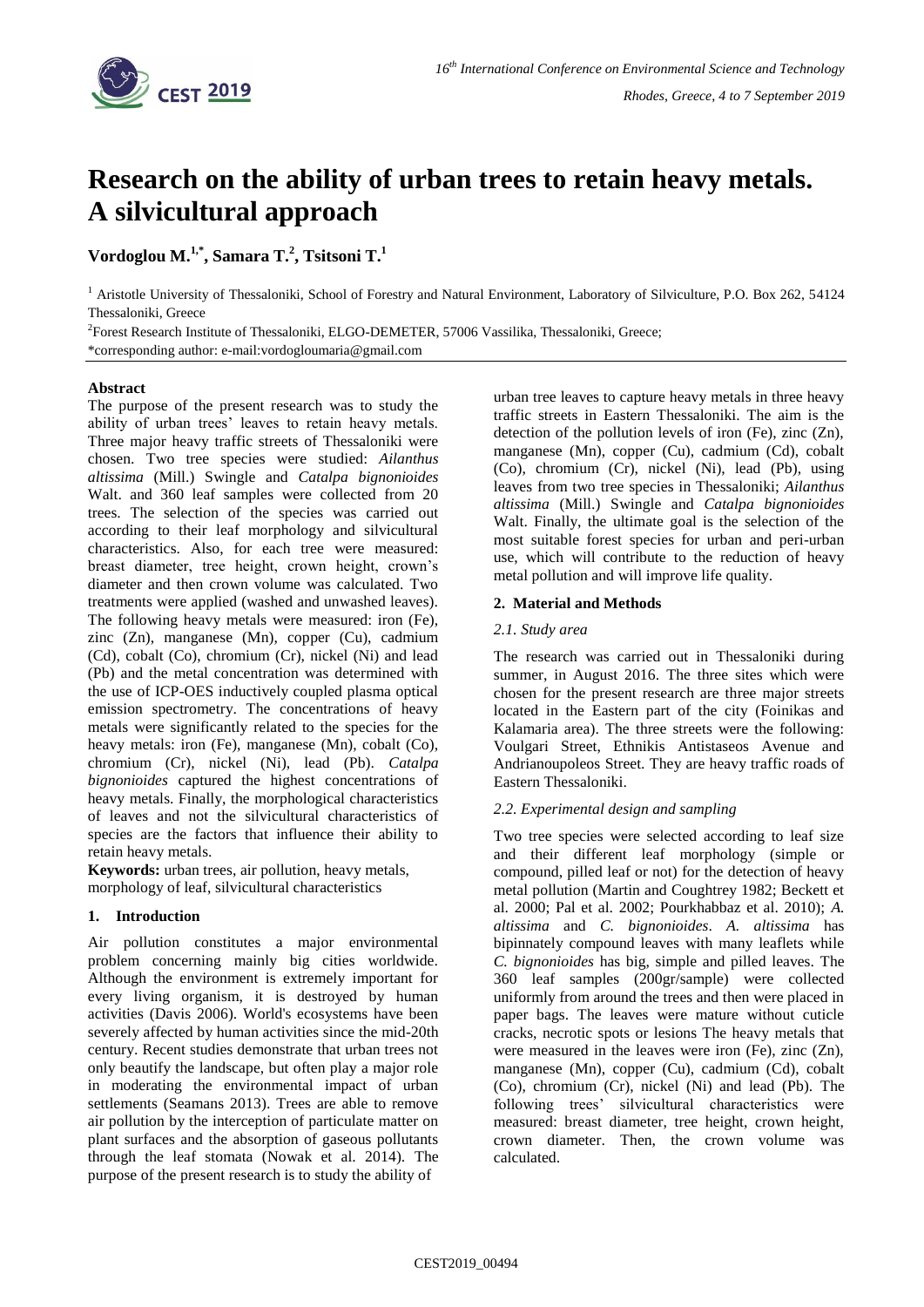# Research on the ability of urban trees to retain heavy metals. A silvicultural approach

**Vordoglou M.[1,*], Samara T.[2], Tsitsoni T.[1]**

[1] Aristotle University of Thessaloniki, School of Forestry and Natural Environment, Laboratory of Silviculture, P.O. Box 262, 54124 Thessaloniki, Greece

[2]Forest Research Institute of Thessaloniki, ELGO-DEMETER, 57006 Vassilika, Thessaloniki, Greece;

*corresponding author: e-mail:vordogloumaria@gmail.com

## Abstract

The purpose of the present research was to study the ability of urban trees' leaves to retain heavy metals. Three major heavy traffic streets of Thessaloniki were chosen. Two tree species were studied: *Ailanthus altissima* (Mill.) Swingle and *Catalpa bignonioides* Walt. and 360 leaf samples were collected from 20 trees. The selection of the species was carried out according to their leaf morphology and silvicultural characteristics. Also, for each tree were measured: breast diameter, tree height, crown height, crown's diameter and then crown volume was calculated. Two treatments were applied (washed and unwashed leaves). The following heavy metals were measured: iron (Fe), zinc (Zn), manganese (Mn), copper (Cu), cadmium (Cd), cobalt (Co), chromium (Cr), nickel (Ni) and lead (Pb) and the metal concentration was determined with the use of ICP-OES inductively coupled plasma optical emission spectrometry. The concentrations of heavy metals were significantly related to the species for the heavy metals: iron (Fe), manganese (Mn), cobalt (Co), chromium (Cr), nickel (Ni), lead (Pb). *Catalpa bignonioides* captured the highest concentrations of heavy metals. Finally, the morphological characteristics of leaves and not the silvicultural characteristics of species are the factors that influence their ability to retain heavy metals.

**Keywords:** urban trees, air pollution, heavy metals, morphology of leaf, silvicultural characteristics

## 1. Introduction

Air pollution constitutes a major environmental problem concerning mainly big cities worldwide. Although the environment is extremely important for every living organism, it is destroyed by human activities (Davis 2006). World's ecosystems have been severely affected by human activities since the mid-20th century. Recent studies demonstrate that urban trees not only beautify the landscape, but often play a major role in moderating the environmental impact of urban settlements (Seamans 2013). Trees are able to remove air pollution by the interception of particulate matter on plant surfaces and the absorption of gaseous pollutants through the leaf stomata (Nowak et al. 2014). The purpose of the present research is to study the ability of urban tree leaves to capture heavy metals in three heavy traffic streets in Eastern Thessaloniki. The aim is the detection of the pollution levels of iron (Fe), zinc (Zn), manganese (Mn), copper (Cu), cadmium (Cd), cobalt (Co), chromium (Cr), nickel (Ni), lead (Pb), using leaves from two tree species in Thessaloniki; *Ailanthus altissima* (Mill.) Swingle and *Catalpa bignonioides* Walt. Finally, the ultimate goal is the selection of the most suitable forest species for urban and peri-urban use, which will contribute to the reduction of heavy metal pollution and will improve life quality.

## 2. Material and Methods

### 2.1. Study area

The research was carried out in Thessaloniki during summer, in August 2016. The three sites which were chosen for the present research are three major streets located in the Eastern part of the city (Foinikas and Kalamaria area). The three streets were the following: Voulgari Street, Ethnikis Antistaseos Avenue and Andrianoupoleos Street. They are heavy traffic roads of Eastern Thessaloniki.

### 2.2. Experimental design and sampling

Two tree species were selected according to leaf size and their different leaf morphology (simple or compound, pilled leaf or not) for the detection of heavy metal pollution (Martin and Coughtrey 1982; Beckett et al. 2000; Pal et al. 2002; Pourkhabbaz et al. 2010); *A. altissima* and *C. bignonioides*. *A. altissima* has bipinnately compound leaves with many leaflets while *C. bignonioides* has big, simple and pilled leaves. The 360 leaf samples (200gr/sample) were collected uniformly from around the trees and then were placed in paper bags. The leaves were mature without cuticle cracks, necrotic spots or lesions The heavy metals that were measured in the leaves were iron (Fe), zinc (Zn), manganese (Mn), copper (Cu), cadmium (Cd), cobalt (Co), chromium (Cr), nickel (Ni) and lead (Pb). The following trees' silvicultural characteristics were measured: breast diameter, tree height, crown height, crown diameter. Then, the crown volume was calculated.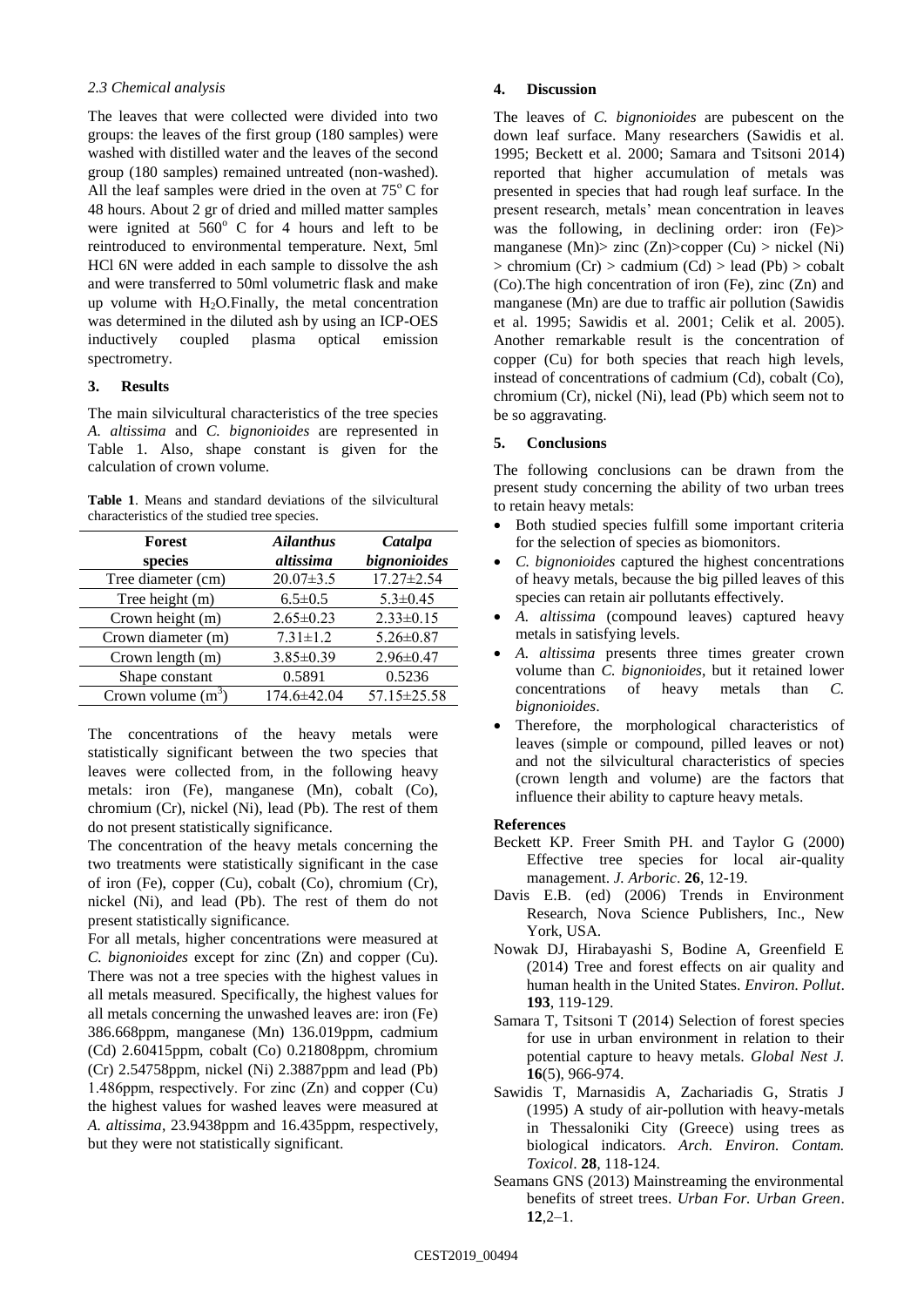### 2.3 Chemical analysis

The leaves that were collected were divided into two groups: the leaves of the first group (180 samples) were washed with distilled water and the leaves of the second group (180 samples) remained untreated (non-washed). All the leaf samples were dried in the oven at 75° C for 48 hours. About 2 gr of dried and milled matter samples were ignited at 560° C for 4 hours and left to be reintroduced to environmental temperature. Next, 5ml HCl 6N were added in each sample to dissolve the ash and were transferred to 50ml volumetric flask and make up volume with $H_2O$.Finally, the metal concentration was determined in the diluted ash by using an ICP-OES inductively coupled plasma optical emission spectrometry.

## 3. Results

The main silvicultural characteristics of the tree species *A. altissima* and *C. bignonioides* are represented in Table 1. Also, shape constant is given for the calculation of crown volume.

**Table 1**. Means and standard deviations of the silvicultural characteristics of the studied tree species.

| Forest species | *Ailanthus altissima* | *Catalpa bignonioides* |
|---|---|---|
| Tree diameter (cm) | 20.07±3.5 | 17.27±2.54 |
| Tree height (m) | 6.5±0.5 | 5.3±0.45 |
| Crown height (m) | 2.65±0.23 | 2.33±0.15 |
| Crown diameter (m) | 7.31±1.2 | 5.26±0.87 |
| Crown length (m) | 3.85±0.39 | 2.96±0.47 |
| Shape constant | 0.5891 | 0.5236 |
| Crown volume ($m^3$) | 174.6±42.04 | 57.15±25.58 |

The concentrations of the heavy metals were statistically significant between the two species that leaves were collected from, in the following heavy metals: iron (Fe), manganese (Mn), cobalt (Co), chromium (Cr), nickel (Ni), lead (Pb). The rest of them do not present statistically significance.

The concentration of the heavy metals concerning the two treatments were statistically significant in the case of iron (Fe), copper (Cu), cobalt (Co), chromium (Cr), nickel (Ni), and lead (Pb). The rest of them do not present statistically significance.

For all metals, higher concentrations were measured at *C. bignonioides* except for zinc (Zn) and copper (Cu). There was not a tree species with the highest values in all metals measured. Specifically, the highest values for all metals concerning the unwashed leaves are: iron (Fe) 386.668ppm, manganese (Mn) 136.019ppm, cadmium (Cd) 2.60415ppm, cobalt (Co) 0.21808ppm, chromium (Cr) 2.54758ppm, nickel (Ni) 2.3887ppm and lead (Pb) 1.486ppm, respectively. For zinc (Zn) and copper (Cu) the highest values for washed leaves were measured at *A. altissima*, 23.9438ppm and 16.435ppm, respectively, but they were not statistically significant.

## 4. Discussion

The leaves of *C. bignonioides* are pubescent on the down leaf surface. Many researchers (Sawidis et al. 1995; Beckett et al. 2000; Samara and Tsitsoni 2014) reported that higher accumulation of metals was presented in species that had rough leaf surface. In the present research, metals' mean concentration in leaves was the following, in declining order: iron (Fe)> manganese (Mn)> zinc (Zn)>copper (Cu) > nickel (Ni) > chromium (Cr) > cadmium (Cd) > lead (Pb) > cobalt (Co).The high concentration of iron (Fe), zinc (Zn) and manganese (Mn) are due to traffic air pollution (Sawidis et al. 1995; Sawidis et al. 2001; Celik et al. 2005). Another remarkable result is the concentration of copper (Cu) for both species that reach high levels, instead of concentrations of cadmium (Cd), cobalt (Co), chromium (Cr), nickel (Ni), lead (Pb) which seem not to be so aggravating.

## 5. Conclusions

The following conclusions can be drawn from the present study concerning the ability of two urban trees to retain heavy metals:

- Both studied species fulfill some important criteria for the selection of species as biomonitors.
- *C. bignonioides* captured the highest concentrations of heavy metals, because the big pilled leaves of this species can retain air pollutants effectively.
- *A. altissima* (compound leaves) captured heavy metals in satisfying levels.
- *A. altissima* presents three times greater crown volume than *C. bignonioides*, but it retained lower concentrations of heavy metals than *C. bignonioides*.
- Therefore, the morphological characteristics of leaves (simple or compound, pilled leaves or not) and not the silvicultural characteristics of species (crown length and volume) are the factors that influence their ability to capture heavy metals.

## References

Beckett KP. Freer Smith PH. and Taylor G (2000) Effective tree species for local air-quality management. *J. Arboric*. **26**, 12-19.

Davis E.B. (ed) (2006) Trends in Environment Research, Nova Science Publishers, Inc., New York, USA.

Nowak DJ, Hirabayashi S, Bodine A, Greenfield E (2014) Tree and forest effects on air quality and human health in the United States. *Environ. Pollut*. **193**, 119-129.

Samara T, Tsitsoni T (2014) Selection of forest species for use in urban environment in relation to their potential capture to heavy metals. *Global Nest J.* **16**(5), 966-974.

Sawidis T, Marnasidis A, Zachariadis G, Stratis J (1995) A study of air-pollution with heavy-metals in Thessaloniki City (Greece) using trees as biological indicators. *Arch. Environ. Contam. Toxicol*. **28**, 118-124.

Seamans GNS (2013) Mainstreaming the environmental benefits of street trees. *Urban For. Urban Green*. **12**,2–1.